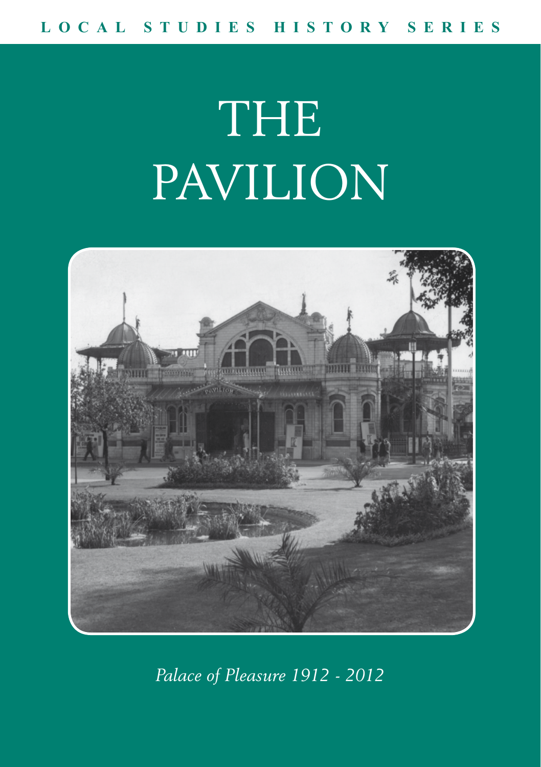LOCAL STUDIES HISTORY SERIES

# THE PAVILION

*Palace of Pleasure 1912 - 2012*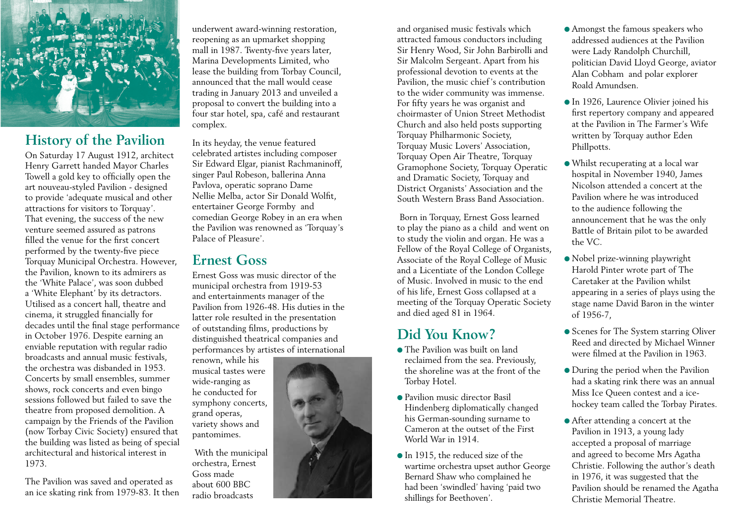## History of the Pavilion

On Saturday 17 August 1912, architect Henry Garrett handed Mayor Charles Towell a gold key to officially open the art nouveau-styled Pavilion - designed to provide 'adequate musical and other attractions for visitors to Torquay'. That evening, the success of the new venture seemed assured as patrons filled the venue for the first concert performed by the twenty-five piece Torquay Municipal Orchestra. However, the Pavilion, known to its admirers as the 'White Palace', was soon dubbed a 'White Elephant' by its detractors. Utilised as a concert hall, theatre and cinema, it struggled financially for decades until the final stage performance in October 1976. Despite earning an enviable reputation with regular radio broadcasts and annual music festivals, the orchestra was disbanded in 1953. Concerts by small ensembles, summer shows, rock concerts and even bingo sessions followed but failed to save the theatre from proposed demolition. A campaign by the Friends of the Pavilion (now Torbay Civic Society) ensured that the building was listed as being of special architectural and historical interest in 1973.

The Pavilion was saved and operated as an ice skating rink from 1979-83. It then underwent award-winning restoration, reopening as an upmarket shopping mall in 1987. Twenty-five years later, Marina Developments Limited, who lease the building from Torbay Council, announced that the mall would cease trading in January 2013 and unveiled a proposal to convert the building into a four star hotel, spa, café and restaurant complex.

In its heyday, the venue featured celebrated artistes including composer Sir Edward Elgar, pianist Rachmaninoff, singer Paul Robeson, ballerina Anna Pavlova, operatic soprano Dame Nellie Melba, actor Sir Donald Wolfit, entertainer George Formby and comedian George Robey in an era when the Pavilion was renowned as 'Torquay's Palace of Pleasure'.

## Ernest Goss

Ernest Goss was music director of the municipal orchestra from 1919-53 and entertainments manager of the Pavilion from 1926-48. His duties in the latter role resulted in the presentation of outstanding films, productions by distinguished theatrical companies and performances by artistes of international renown, while his musical tastes were wide-ranging as he conducted for symphony concerts, grand operas, variety shows and pantomimes.

With the municipal orchestra, Ernest Goss made about 600 BBC radio broadcasts and organised music festivals which attracted famous conductors including Sir Henry Wood, Sir John Barbirolli and Sir Malcolm Sergeant. Apart from his professional devotion to events at the Pavilion, the music chief's contribution to the wider community was immense. For fifty years he was organist and choirmaster of Union Street Methodist Church and also held posts supporting Torquay Philharmonic Society, Torquay Music Lovers' Association, Torquay Open Air Theatre, Torquay Gramophone Society, Torquay Operatic and Dramatic Society, Torquay and District Organists' Association and the South Western Brass Band Association.

Born in Torquay, Ernest Goss learned to play the piano as a child and went on to study the violin and organ. He was a Fellow of the Royal College of Organists, Associate of the Royal College of Music and a Licentiate of the London College of Music. Involved in music to the end of his life, Ernest Goss collapsed at a meeting of the Torquay Operatic Society and died aged 81 in 1964.

## Did You Know?

- The Pavilion was built on land reclaimed from the sea. Previously, the shoreline was at the front of the Torbay Hotel.
- Pavilion music director Basil Hindenberg diplomatically changed his German-sounding surname to Cameron at the outset of the First World War in 1914.
- In 1915, the reduced size of the wartime orchestra upset author George Bernard Shaw who complained he had been 'swindled' having 'paid two shillings for Beethoven'.
- Amongst the famous speakers who addressed audiences at the Pavilion were Lady Randolph Churchill, politician David Lloyd George, aviator Alan Cobham and polar explorer Roald Amundsen.
- In 1926, Laurence Olivier joined his first repertory company and appeared at the Pavilion in The Farmer's Wife written by Torquay author Eden Phillpotts.
- Whilst recuperating at a local war hospital in November 1940, James Nicolson attended a concert at the Pavilion where he was introduced to the audience following the announcement that he was the only Battle of Britain pilot to be awarded the VC.
- Nobel prize-winning playwright Harold Pinter wrote part of The Caretaker at the Pavilion whilst appearing in a series of plays using the stage name David Baron in the winter of 1956-7,
- Scenes for The System starring Oliver Reed and directed by Michael Winner were filmed at the Pavilion in 1963.
- During the period when the Pavilion had a skating rink there was an annual Miss Ice Queen contest and a ice-hockey team called the Torbay Pirates.
- After attending a concert at the Pavilion in 1913, a young lady accepted a proposal of marriage and agreed to become Mrs Agatha Christie. Following the author's death in 1976, it was suggested that the Pavilion should be renamed the Agatha Christie Memorial Theatre.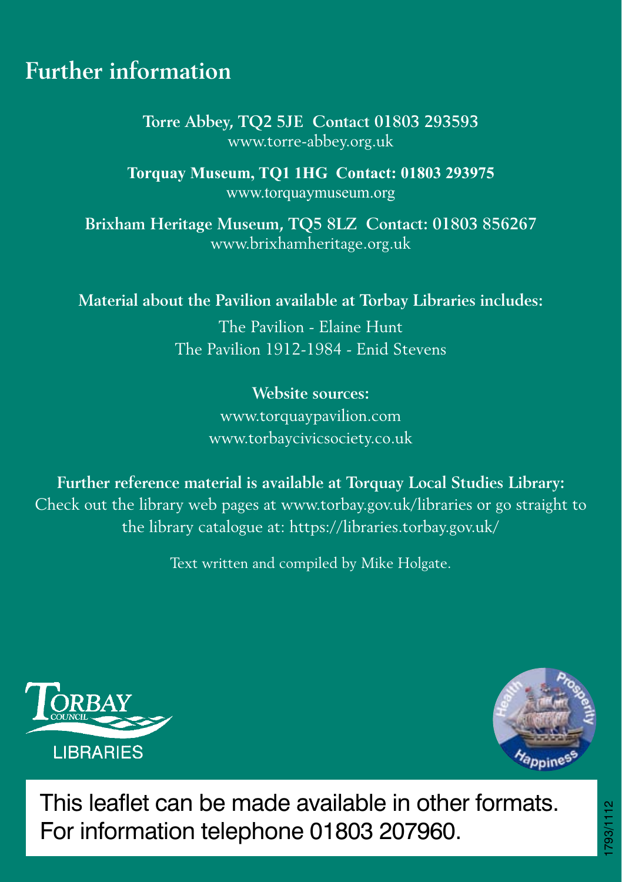# Further information

**Torre Abbey, TQ2 5JE Contact 01803 293593**
www.torre-abbey.org.uk

**Torquay Museum, TQ1 1HG Contact: 01803 293975**
www.torquaymuseum.org

**Brixham Heritage Museum, TQ5 8LZ Contact: 01803 856267**
www.brixhamheritage.org.uk

**Material about the Pavilion available at Torbay Libraries includes:**

The Pavilion - Elaine Hunt
The Pavilion 1912-1984 - Enid Stevens

**Website sources:**

www.torquaypavilion.com
www.torbaycivicsociety.co.uk

**Further reference material is available at Torquay Local Studies Library:**
Check out the library web pages at www.torbay.gov.uk/libraries or go straight to the library catalogue at: https://libraries.torbay.gov.uk/

Text written and compiled by Mike Holgate.

Torbay Council LIBRARIES

Health Prosperity Happiness

This leaflet can be made available in other formats.
For information telephone 01803 207960.

1793/1112